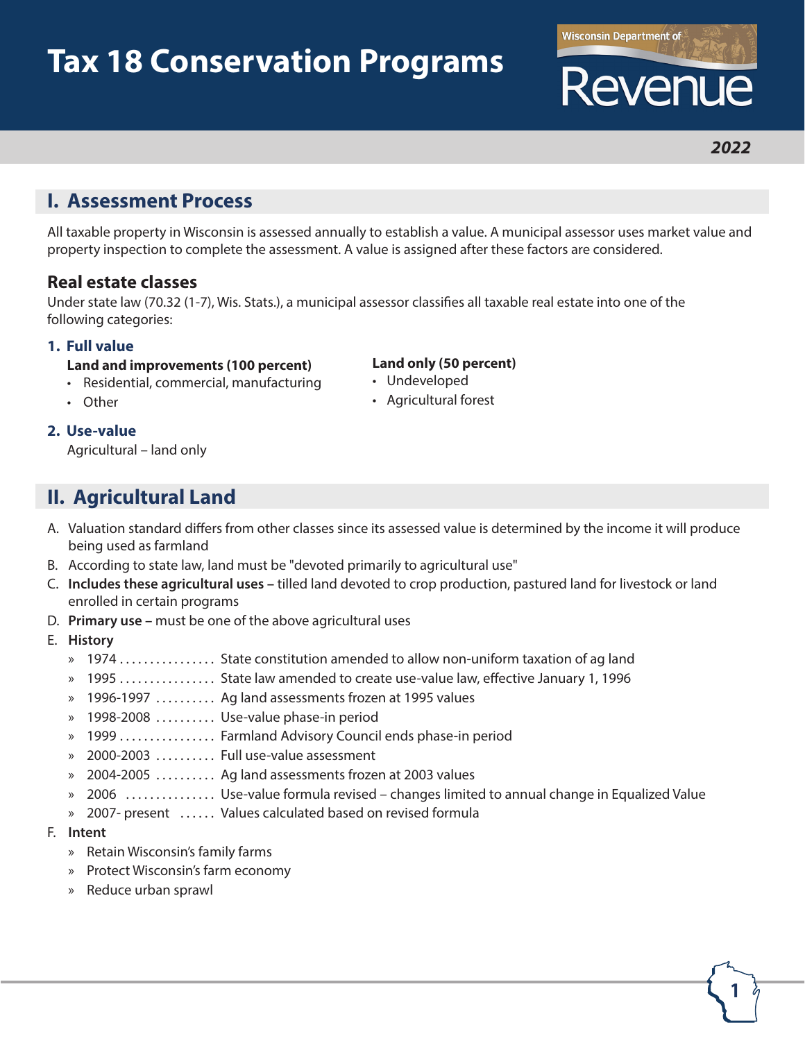# Tax 18 Conservation Programs

Wisconsin Department of Revenue

*2022*

## I. Assessment Process

All taxable property in Wisconsin is assessed annually to establish a value. A municipal assessor uses market value and property inspection to complete the assessment. A value is assigned after these factors are considered.

### Real estate classes

Under state law (70.32 (1-7), Wis. Stats.), a municipal assessor classifies all taxable real estate into one of the following categories:

**1. Full value**

**Land and improvements (100 percent)**
- Residential, commercial, manufacturing
- Other

**Land only (50 percent)**
- Undeveloped
- Agricultural forest

**2. Use-value**

Agricultural – land only

## II. Agricultural Land

A. Valuation standard differs from other classes since its assessed value is determined by the income it will produce being used as farmland

B. According to state law, land must be "devoted primarily to agricultural use"

C. **Includes these agricultural uses** – tilled land devoted to crop production, pastured land for livestock or land enrolled in certain programs

D. **Primary use** – must be one of the above agricultural uses

E. **History**
   - » 1974 ................ State constitution amended to allow non-uniform taxation of ag land
   - » 1995 ................ State law amended to create use-value law, effective January 1, 1996
   - » 1996-1997 .......... Ag land assessments frozen at 1995 values
   - » 1998-2008 .......... Use-value phase-in period
   - » 1999 ................ Farmland Advisory Council ends phase-in period
   - » 2000-2003 .......... Full use-value assessment
   - » 2004-2005 .......... Ag land assessments frozen at 2003 values
   - » 2006 ............... Use-value formula revised – changes limited to annual change in Equalized Value
   - » 2007- present ...... Values calculated based on revised formula

F. **Intent**
   - » Retain Wisconsin's family farms
   - » Protect Wisconsin's farm economy
   - » Reduce urban sprawl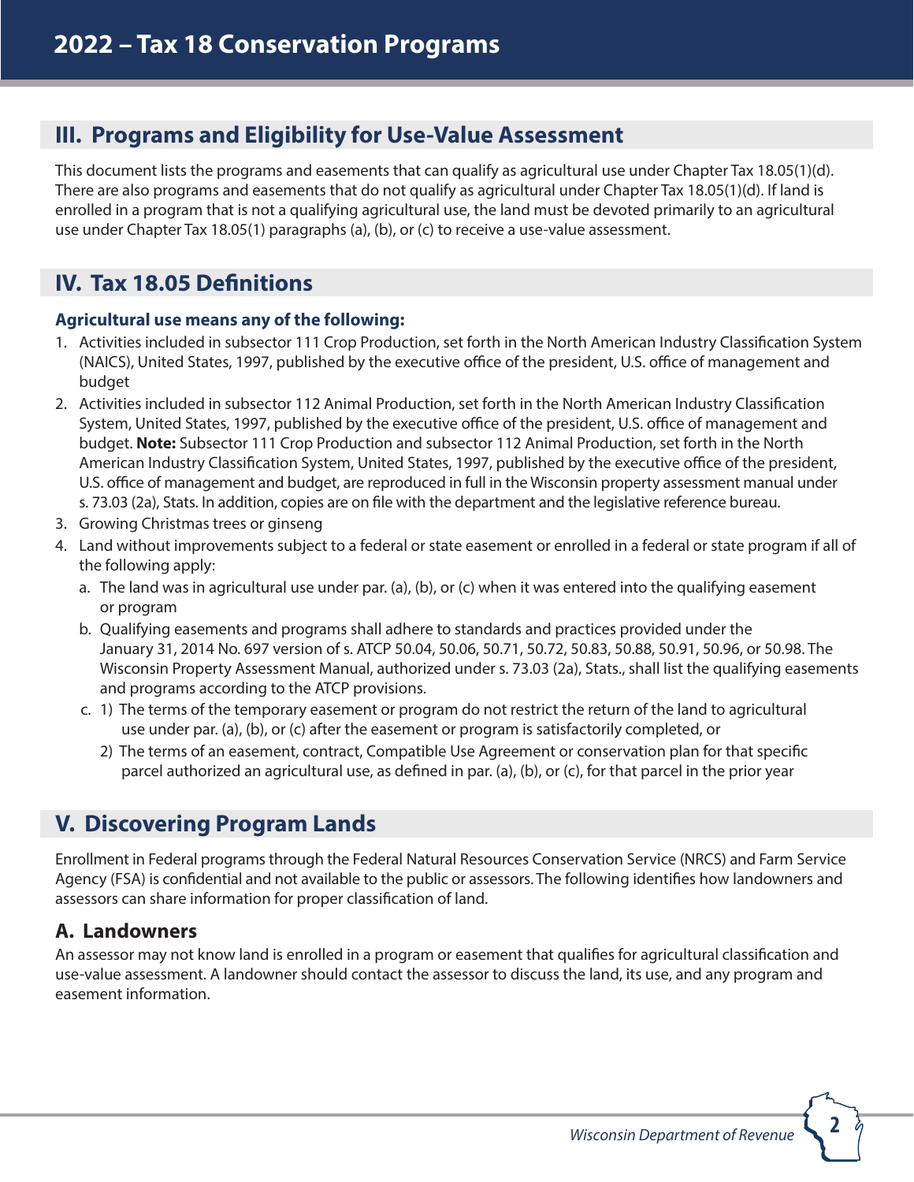## III. Programs and Eligibility for Use-Value Assessment

This document lists the programs and easements that can qualify as agricultural use under Chapter Tax 18.05(1)(d). There are also programs and easements that do not qualify as agricultural under Chapter Tax 18.05(1)(d). If land is enrolled in a program that is not a qualifying agricultural use, the land must be devoted primarily to an agricultural use under Chapter Tax 18.05(1) paragraphs (a), (b), or (c) to receive a use-value assessment.

## IV. Tax 18.05 Definitions

### Agricultural use means any of the following:

1. Activities included in subsector 111 Crop Production, set forth in the North American Industry Classification System (NAICS), United States, 1997, published by the executive office of the president, U.S. office of management and budget
2. Activities included in subsector 112 Animal Production, set forth in the North American Industry Classification System, United States, 1997, published by the executive office of the president, U.S. office of management and budget. **Note:** Subsector 111 Crop Production and subsector 112 Animal Production, set forth in the North American Industry Classification System, United States, 1997, published by the executive office of the president, U.S. office of management and budget, are reproduced in full in the Wisconsin property assessment manual under s. 73.03 (2a), Stats. In addition, copies are on file with the department and the legislative reference bureau.
3. Growing Christmas trees or ginseng
4. Land without improvements subject to a federal or state easement or enrolled in a federal or state program if all of the following apply:
   a. The land was in agricultural use under par. (a), (b), or (c) when it was entered into the qualifying easement or program
   b. Qualifying easements and programs shall adhere to standards and practices provided under the January 31, 2014 No. 697 version of s. ATCP 50.04, 50.06, 50.71, 50.72, 50.83, 50.88, 50.91, 50.96, or 50.98. The Wisconsin Property Assessment Manual, authorized under s. 73.03 (2a), Stats., shall list the qualifying easements and programs according to the ATCP provisions.
   c. 1) The terms of the temporary easement or program do not restrict the return of the land to agricultural use under par. (a), (b), or (c) after the easement or program is satisfactorily completed, or
      2) The terms of an easement, contract, Compatible Use Agreement or conservation plan for that specific parcel authorized an agricultural use, as defined in par. (a), (b), or (c), for that parcel in the prior year

## V. Discovering Program Lands

Enrollment in Federal programs through the Federal Natural Resources Conservation Service (NRCS) and Farm Service Agency (FSA) is confidential and not available to the public or assessors. The following identifies how landowners and assessors can share information for proper classification of land.

### A. Landowners

An assessor may not know land is enrolled in a program or easement that qualifies for agricultural classification and use-value assessment. A landowner should contact the assessor to discuss the land, its use, and any program and easement information.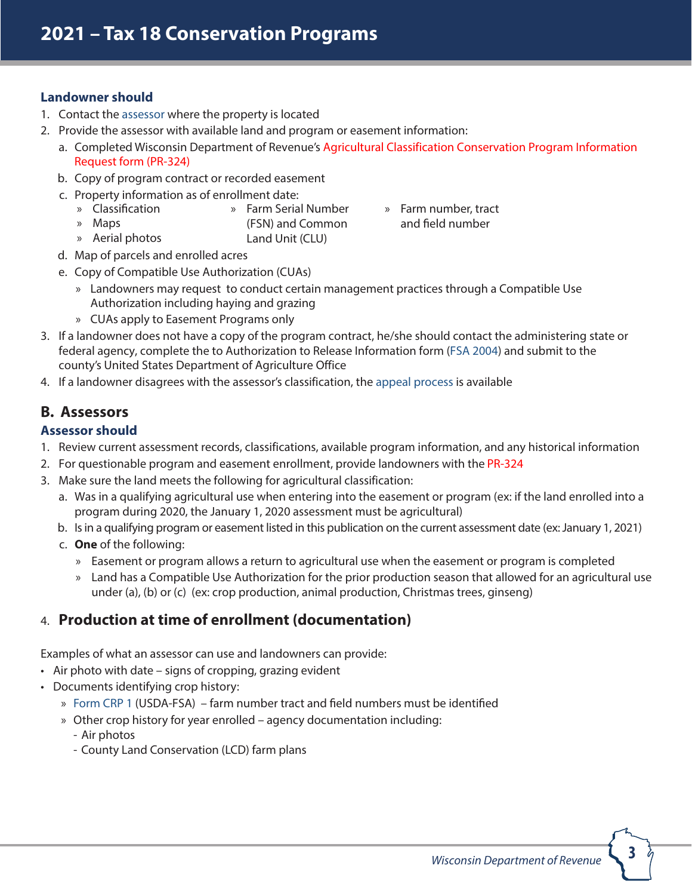### Landowner should

1. Contact the assessor where the property is located
2. Provide the assessor with available land and program or easement information:
   a. Completed Wisconsin Department of Revenue's Agricultural Classification Conservation Program Information Request form (PR-324)
   b. Copy of program contract or recorded easement
   c. Property information as of enrollment date:
      - Classification
      - Maps
      - Aerial photos
      - Farm Serial Number (FSN) and Common Land Unit (CLU)
      - Farm number, tract and field number
   d. Map of parcels and enrolled acres
   e. Copy of Compatible Use Authorization (CUAs)
      - Landowners may request to conduct certain management practices through a Compatible Use Authorization including haying and grazing
      - CUAs apply to Easement Programs only
3. If a landowner does not have a copy of the program contract, he/she should contact the administering state or federal agency, complete the to Authorization to Release Information form (FSA 2004) and submit to the county's United States Department of Agriculture Office
4. If a landowner disagrees with the assessor's classification, the appeal process is available

## B. Assessors

### Assessor should

1. Review current assessment records, classifications, available program information, and any historical information
2. For questionable program and easement enrollment, provide landowners with the PR-324
3. Make sure the land meets the following for agricultural classification:
   a. Was in a qualifying agricultural use when entering into the easement or program (ex: if the land enrolled into a program during 2020, the January 1, 2020 assessment must be agricultural)
   b. Is in a qualifying program or easement listed in this publication on the current assessment date (ex: January 1, 2021)
   c. **One** of the following:
      - Easement or program allows a return to agricultural use when the easement or program is completed
      - Land has a Compatible Use Authorization for the prior production season that allowed for an agricultural use under (a), (b) or (c) (ex: crop production, animal production, Christmas trees, ginseng)

## 4. Production at time of enrollment (documentation)

Examples of what an assessor can use and landowners can provide:

- Air photo with date – signs of cropping, grazing evident
- Documents identifying crop history:
  - Form CRP 1 (USDA-FSA) – farm number tract and field numbers must be identified
  - Other crop history for year enrolled – agency documentation including:
    - Air photos
    - County Land Conservation (LCD) farm plans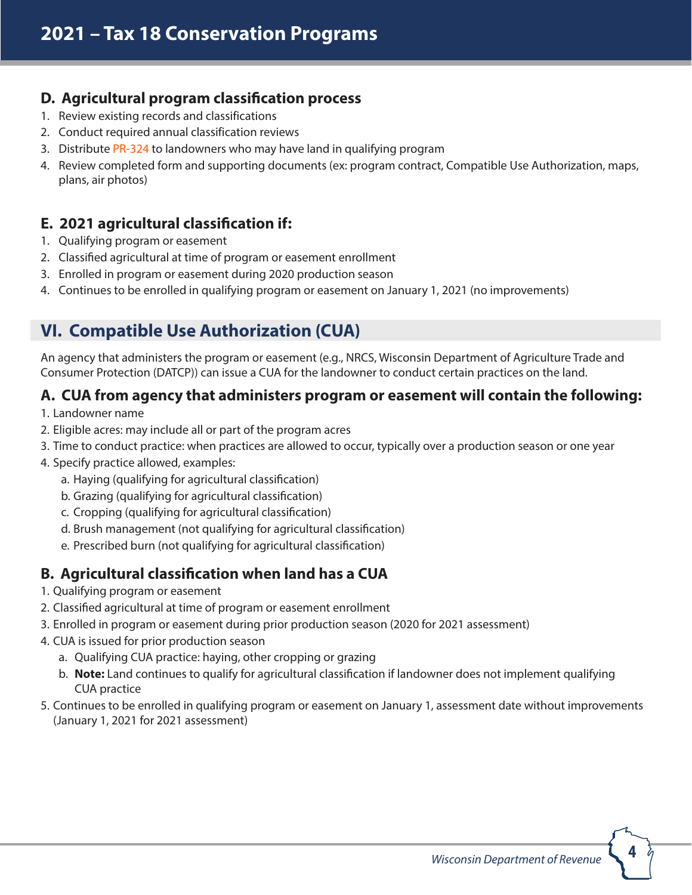### D. Agricultural program classification process

1. Review existing records and classifications
2. Conduct required annual classification reviews
3. Distribute PR-324 to landowners who may have land in qualifying program
4. Review completed form and supporting documents (ex: program contract, Compatible Use Authorization, maps, plans, air photos)

### E. 2021 agricultural classification if:

1. Qualifying program or easement
2. Classified agricultural at time of program or easement enrollment
3. Enrolled in program or easement during 2020 production season
4. Continues to be enrolled in qualifying program or easement on January 1, 2021 (no improvements)

## VI. Compatible Use Authorization (CUA)

An agency that administers the program or easement (e.g., NRCS, Wisconsin Department of Agriculture Trade and Consumer Protection (DATCP)) can issue a CUA for the landowner to conduct certain practices on the land.

### A. CUA from agency that administers program or easement will contain the following:

1. Landowner name
2. Eligible acres: may include all or part of the program acres
3. Time to conduct practice: when practices are allowed to occur, typically over a production season or one year
4. Specify practice allowed, examples:
   a. Haying (qualifying for agricultural classification)
   b. Grazing (qualifying for agricultural classification)
   c. Cropping (qualifying for agricultural classification)
   d. Brush management (not qualifying for agricultural classification)
   e. Prescribed burn (not qualifying for agricultural classification)

### B. Agricultural classification when land has a CUA

1. Qualifying program or easement
2. Classified agricultural at time of program or easement enrollment
3. Enrolled in program or easement during prior production season (2020 for 2021 assessment)
4. CUA is issued for prior production season
   a. Qualifying CUA practice: haying, other cropping or grazing
   b. **Note:** Land continues to qualify for agricultural classification if landowner does not implement qualifying CUA practice
5. Continues to be enrolled in qualifying program or easement on January 1, assessment date without improvements (January 1, 2021 for 2021 assessment)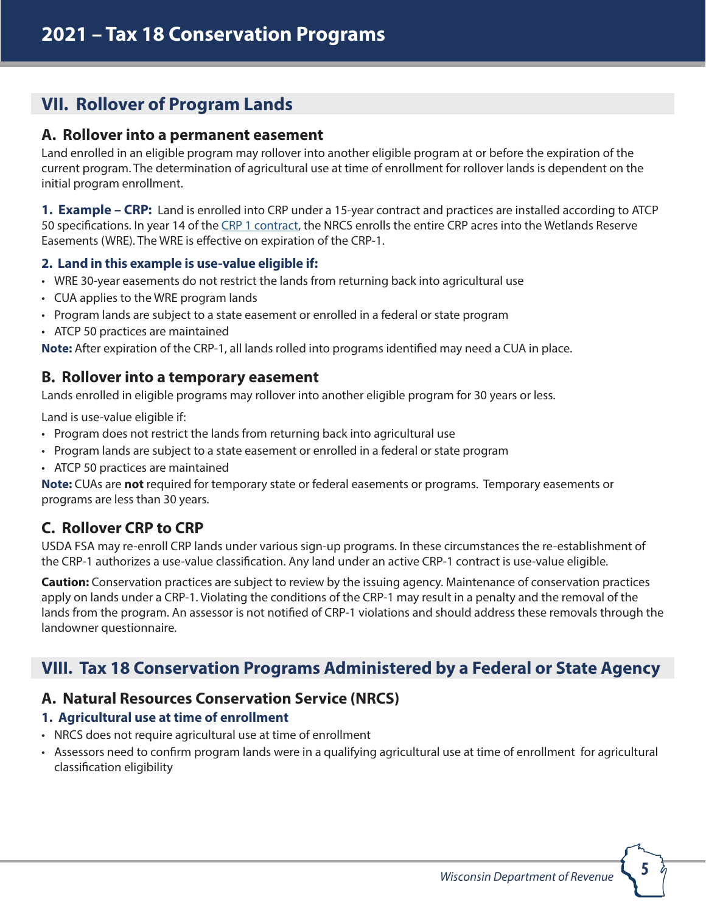## VII. Rollover of Program Lands

### A. Rollover into a permanent easement

Land enrolled in an eligible program may rollover into another eligible program at or before the expiration of the current program. The determination of agricultural use at time of enrollment for rollover lands is dependent on the initial program enrollment.

**1. Example – CRP:** Land is enrolled into CRP under a 15-year contract and practices are installed according to ATCP 50 specifications. In year 14 of the [CRP 1 contract](), the NRCS enrolls the entire CRP acres into the Wetlands Reserve Easements (WRE). The WRE is effective on expiration of the CRP-1.

#### 2. Land in this example is use-value eligible if:

- WRE 30-year easements do not restrict the lands from returning back into agricultural use
- CUA applies to the WRE program lands
- Program lands are subject to a state easement or enrolled in a federal or state program
- ATCP 50 practices are maintained

**Note:** After expiration of the CRP-1, all lands rolled into programs identified may need a CUA in place.

### B. Rollover into a temporary easement

Lands enrolled in eligible programs may rollover into another eligible program for 30 years or less.

Land is use-value eligible if:

- Program does not restrict the lands from returning back into agricultural use
- Program lands are subject to a state easement or enrolled in a federal or state program
- ATCP 50 practices are maintained

**Note:** CUAs are **not** required for temporary state or federal easements or programs. Temporary easements or programs are less than 30 years.

### C. Rollover CRP to CRP

USDA FSA may re-enroll CRP lands under various sign-up programs. In these circumstances the re-establishment of the CRP-1 authorizes a use-value classification. Any land under an active CRP-1 contract is use-value eligible.

**Caution:** Conservation practices are subject to review by the issuing agency. Maintenance of conservation practices apply on lands under a CRP-1. Violating the conditions of the CRP-1 may result in a penalty and the removal of the lands from the program. An assessor is not notified of CRP-1 violations and should address these removals through the landowner questionnaire.

## VIII. Tax 18 Conservation Programs Administered by a Federal or State Agency

### A. Natural Resources Conservation Service (NRCS)

#### 1. Agricultural use at time of enrollment

- NRCS does not require agricultural use at time of enrollment
- Assessors need to confirm program lands were in a qualifying agricultural use at time of enrollment for agricultural classification eligibility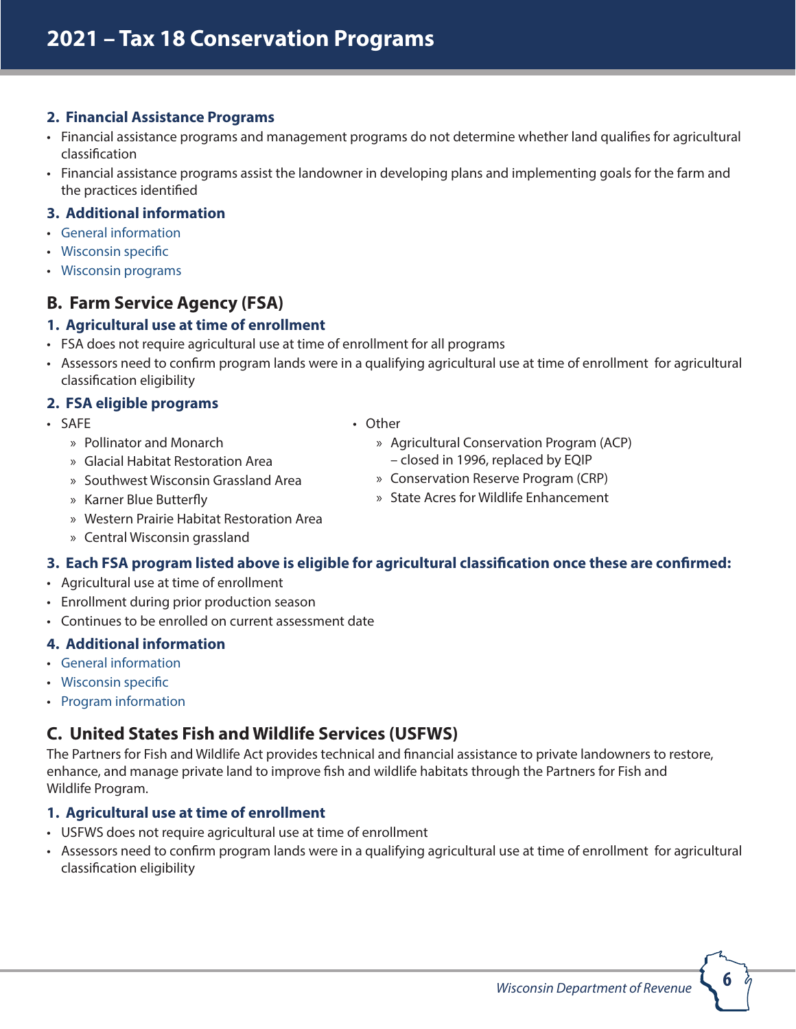## 2. Financial Assistance Programs

- Financial assistance programs and management programs do not determine whether land qualifies for agricultural classification
- Financial assistance programs assist the landowner in developing plans and implementing goals for the farm and the practices identified

## 3. Additional information

- General information
- Wisconsin specific
- Wisconsin programs

# B. Farm Service Agency (FSA)

## 1. Agricultural use at time of enrollment

- FSA does not require agricultural use at time of enrollment for all programs
- Assessors need to confirm program lands were in a qualifying agricultural use at time of enrollment for agricultural classification eligibility

## 2. FSA eligible programs

- SAFE
  - Pollinator and Monarch
  - Glacial Habitat Restoration Area
  - Southwest Wisconsin Grassland Area
  - Karner Blue Butterfly
  - Western Prairie Habitat Restoration Area
  - Central Wisconsin grassland
- Other
  - Agricultural Conservation Program (ACP) – closed in 1996, replaced by EQIP
  - Conservation Reserve Program (CRP)
  - State Acres for Wildlife Enhancement

## 3. Each FSA program listed above is eligible for agricultural classification once these are confirmed:

- Agricultural use at time of enrollment
- Enrollment during prior production season
- Continues to be enrolled on current assessment date

## 4. Additional information

- General information
- Wisconsin specific
- Program information

# C. United States Fish and Wildlife Services (USFWS)

The Partners for Fish and Wildlife Act provides technical and financial assistance to private landowners to restore, enhance, and manage private land to improve fish and wildlife habitats through the Partners for Fish and Wildlife Program.

## 1. Agricultural use at time of enrollment

- USFWS does not require agricultural use at time of enrollment
- Assessors need to confirm program lands were in a qualifying agricultural use at time of enrollment for agricultural classification eligibility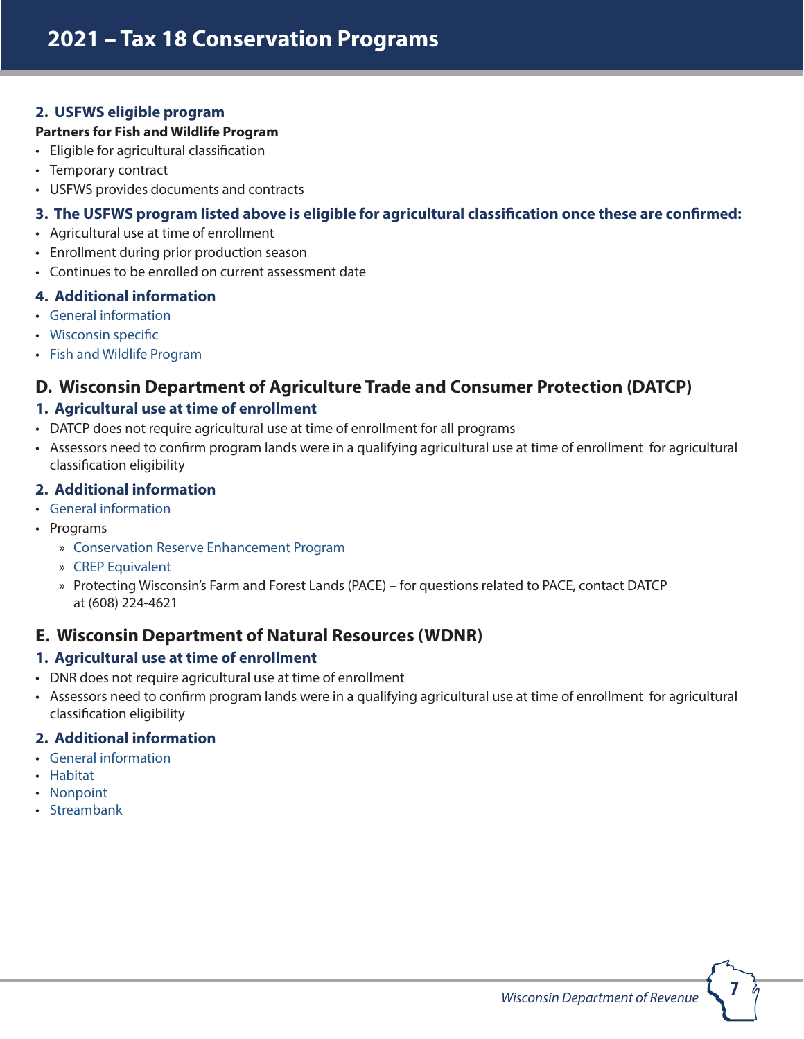### 2. USFWS eligible program

**Partners for Fish and Wildlife Program**

- Eligible for agricultural classification
- Temporary contract
- USFWS provides documents and contracts

### 3. The USFWS program listed above is eligible for agricultural classification once these are confirmed:

- Agricultural use at time of enrollment
- Enrollment during prior production season
- Continues to be enrolled on current assessment date

### 4. Additional information

- General information
- Wisconsin specific
- Fish and Wildlife Program

## D. Wisconsin Department of Agriculture Trade and Consumer Protection (DATCP)

### 1. Agricultural use at time of enrollment

- DATCP does not require agricultural use at time of enrollment for all programs
- Assessors need to confirm program lands were in a qualifying agricultural use at time of enrollment for agricultural classification eligibility

### 2. Additional information

- General information
- Programs
  - Conservation Reserve Enhancement Program
  - CREP Equivalent
  - Protecting Wisconsin's Farm and Forest Lands (PACE) – for questions related to PACE, contact DATCP at (608) 224-4621

## E. Wisconsin Department of Natural Resources (WDNR)

### 1. Agricultural use at time of enrollment

- DNR does not require agricultural use at time of enrollment
- Assessors need to confirm program lands were in a qualifying agricultural use at time of enrollment for agricultural classification eligibility

### 2. Additional information

- General information
- Habitat
- Nonpoint
- Streambank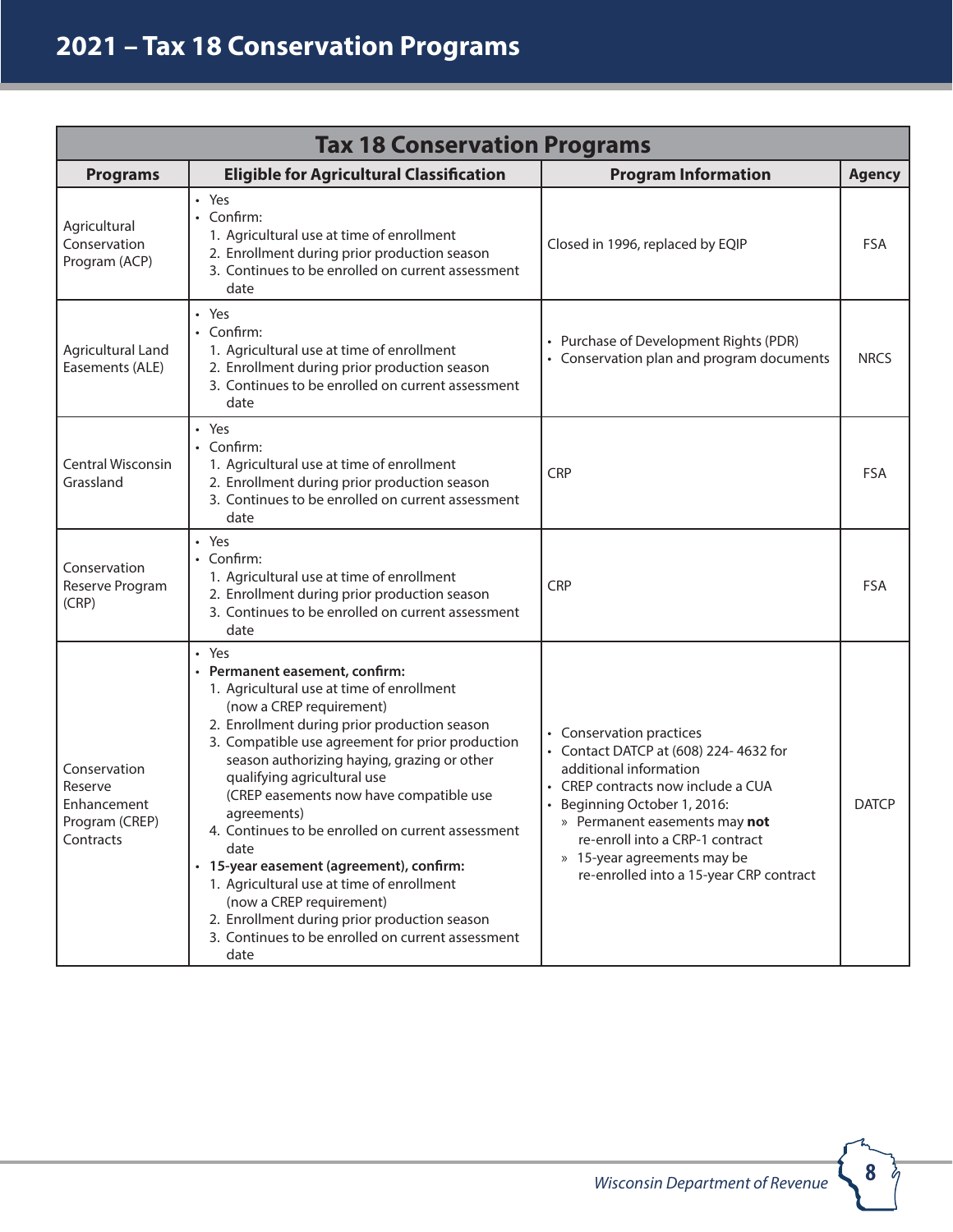# 2021 – Tax 18 Conservation Programs

| Tax 18 Conservation Programs | | | |
|---|---|---|---|
| **Programs** | **Eligible for Agricultural Classification** | **Program Information** | **Agency** |
| Agricultural Conservation Program (ACP) | • Yes<br>• Confirm:<br>1. Agricultural use at time of enrollment<br>2. Enrollment during prior production season<br>3. Continues to be enrolled on current assessment date | Closed in 1996, replaced by EQIP | FSA |
| Agricultural Land Easements (ALE) | • Yes<br>• Confirm:<br>1. Agricultural use at time of enrollment<br>2. Enrollment during prior production season<br>3. Continues to be enrolled on current assessment date | • Purchase of Development Rights (PDR)<br>• Conservation plan and program documents | NRCS |
| Central Wisconsin Grassland | • Yes<br>• Confirm:<br>1. Agricultural use at time of enrollment<br>2. Enrollment during prior production season<br>3. Continues to be enrolled on current assessment date | CRP | FSA |
| Conservation Reserve Program (CRP) | • Yes<br>• Confirm:<br>1. Agricultural use at time of enrollment<br>2. Enrollment during prior production season<br>3. Continues to be enrolled on current assessment date | CRP | FSA |
| Conservation Reserve Enhancement Program (CREP) Contracts | • Yes<br>• **Permanent easement, confirm:**<br>1. Agricultural use at time of enrollment (now a CREP requirement)<br>2. Enrollment during prior production season<br>3. Compatible use agreement for prior production season authorizing haying, grazing or other qualifying agricultural use (CREP easements now have compatible use agreements)<br>4. Continues to be enrolled on current assessment date<br>• **15-year easement (agreement), confirm:**<br>1. Agricultural use at time of enrollment (now a CREP requirement)<br>2. Enrollment during prior production season<br>3. Continues to be enrolled on current assessment date | • Conservation practices<br>• Contact DATCP at (608) 224- 4632 for additional information<br>• CREP contracts now include a CUA<br>• Beginning October 1, 2016:<br>» Permanent easements may **not** re-enroll into a CRP-1 contract<br>» 15-year agreements may be re-enrolled into a 15-year CRP contract | DATCP |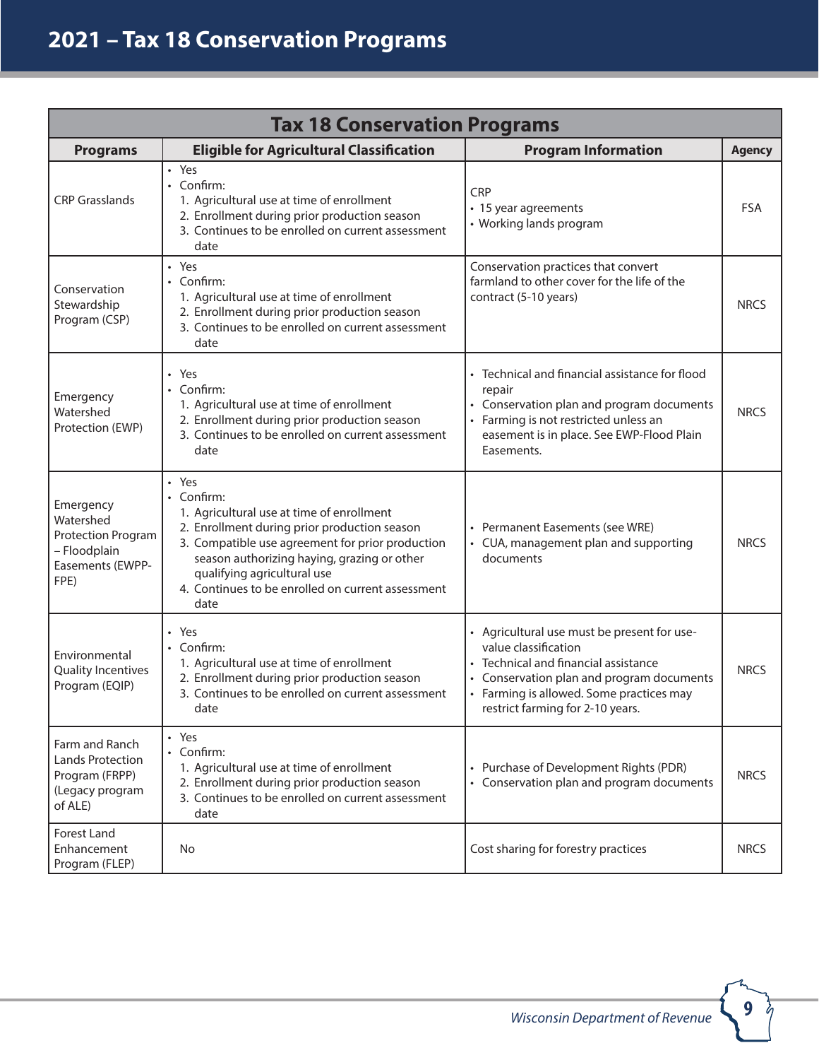# 2021 – Tax 18 Conservation Programs

| Tax 18 Conservation Programs | | | |
|---|---|---|---|
| **Programs** | **Eligible for Agricultural Classification** | **Program Information** | **Agency** |
| CRP Grasslands | • Yes<br>• Confirm:<br>1. Agricultural use at time of enrollment<br>2. Enrollment during prior production season<br>3. Continues to be enrolled on current assessment date | CRP<br>• 15 year agreements<br>• Working lands program | FSA |
| Conservation Stewardship Program (CSP) | • Yes<br>• Confirm:<br>1. Agricultural use at time of enrollment<br>2. Enrollment during prior production season<br>3. Continues to be enrolled on current assessment date | Conservation practices that convert farmland to other cover for the life of the contract (5-10 years) | NRCS |
| Emergency Watershed Protection (EWP) | • Yes<br>• Confirm:<br>1. Agricultural use at time of enrollment<br>2. Enrollment during prior production season<br>3. Continues to be enrolled on current assessment date | • Technical and financial assistance for flood repair<br>• Conservation plan and program documents<br>• Farming is not restricted unless an easement is in place. See EWP-Flood Plain Easements. | NRCS |
| Emergency Watershed Protection Program – Floodplain Easements (EWPP-FPE) | • Yes<br>• Confirm:<br>1. Agricultural use at time of enrollment<br>2. Enrollment during prior production season<br>3. Compatible use agreement for prior production season authorizing haying, grazing or other qualifying agricultural use<br>4. Continues to be enrolled on current assessment date | • Permanent Easements (see WRE)<br>• CUA, management plan and supporting documents | NRCS |
| Environmental Quality Incentives Program (EQIP) | • Yes<br>• Confirm:<br>1. Agricultural use at time of enrollment<br>2. Enrollment during prior production season<br>3. Continues to be enrolled on current assessment date | • Agricultural use must be present for use-value classification<br>• Technical and financial assistance<br>• Conservation plan and program documents<br>• Farming is allowed. Some practices may restrict farming for 2-10 years. | NRCS |
| Farm and Ranch Lands Protection Program (FRPP) (Legacy program of ALE) | • Yes<br>• Confirm:<br>1. Agricultural use at time of enrollment<br>2. Enrollment during prior production season<br>3. Continues to be enrolled on current assessment date | • Purchase of Development Rights (PDR)<br>• Conservation plan and program documents | NRCS |
| Forest Land Enhancement Program (FLEP) | No | Cost sharing for forestry practices | NRCS |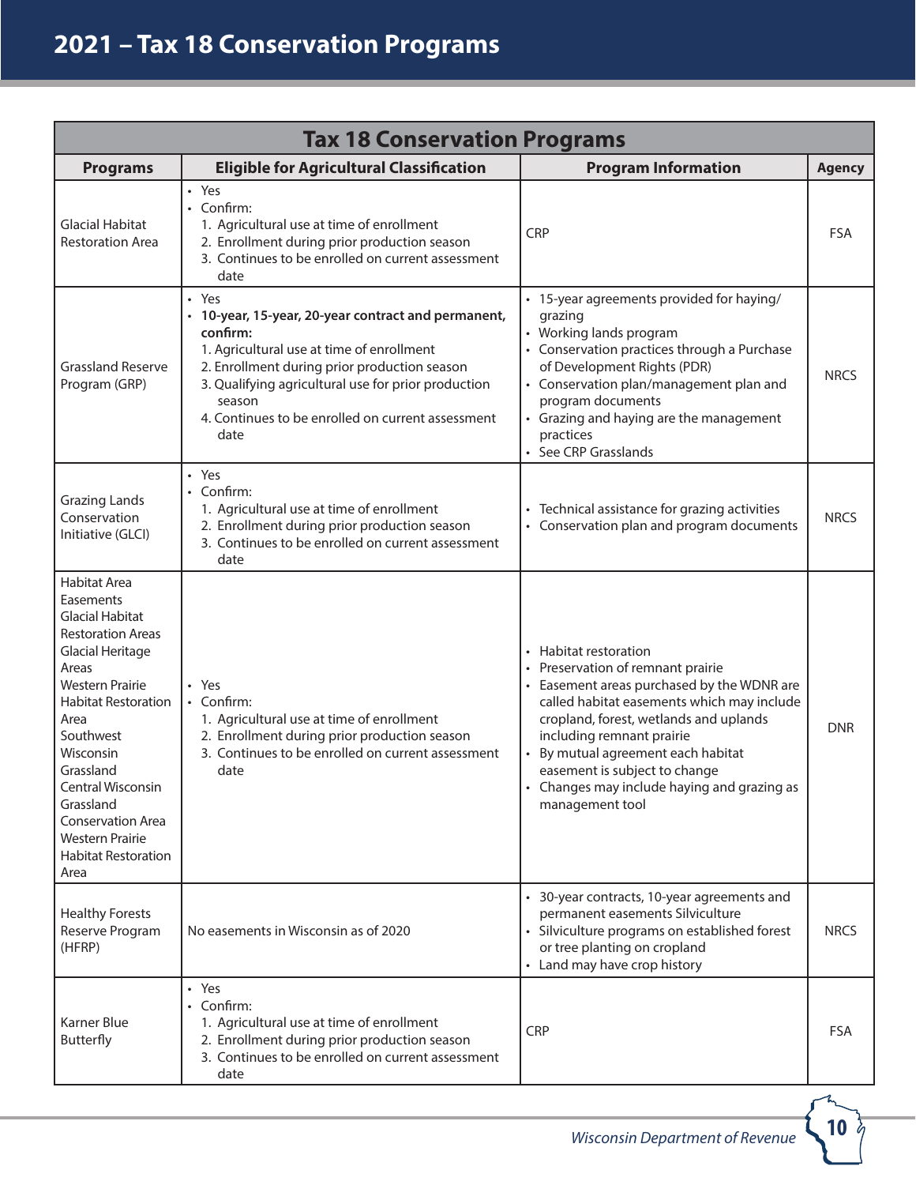# 2021 – Tax 18 Conservation Programs

| Tax 18 Conservation Programs | | | |
|---|---|---|---|
| **Programs** | **Eligible for Agricultural Classification** | **Program Information** | **Agency** |
| Glacial Habitat Restoration Area | • Yes<br>• Confirm:<br>1. Agricultural use at time of enrollment<br>2. Enrollment during prior production season<br>3. Continues to be enrolled on current assessment date | CRP | FSA |
| Grassland Reserve Program (GRP) | • Yes<br>• **10-year, 15-year, 20-year contract and permanent, confirm:**<br>1. Agricultural use at time of enrollment<br>2. Enrollment during prior production season<br>3. Qualifying agricultural use for prior production season<br>4. Continues to be enrolled on current assessment date | • 15-year agreements provided for haying/grazing<br>• Working lands program<br>• Conservation practices through a Purchase of Development Rights (PDR)<br>• Conservation plan/management plan and program documents<br>• Grazing and haying are the management practices<br>• See CRP Grasslands | NRCS |
| Grazing Lands Conservation Initiative (GLCI) | • Yes<br>• Confirm:<br>1. Agricultural use at time of enrollment<br>2. Enrollment during prior production season<br>3. Continues to be enrolled on current assessment date | • Technical assistance for grazing activities<br>• Conservation plan and program documents | NRCS |
| Habitat Area Easements<br>Glacial Habitat Restoration Areas<br>Glacial Heritage Areas<br>Western Prairie Habitat Restoration Area<br>Southwest Wisconsin Grassland<br>Central Wisconsin Grassland Conservation Area<br>Western Prairie Habitat Restoration Area | • Yes<br>• Confirm:<br>1. Agricultural use at time of enrollment<br>2. Enrollment during prior production season<br>3. Continues to be enrolled on current assessment date | • Habitat restoration<br>• Preservation of remnant prairie<br>• Easement areas purchased by the WDNR are called habitat easements which may include cropland, forest, wetlands and uplands including remnant prairie<br>• By mutual agreement each habitat easement is subject to change<br>• Changes may include haying and grazing as management tool | DNR |
| Healthy Forests Reserve Program (HFRP) | No easements in Wisconsin as of 2020 | • 30-year contracts, 10-year agreements and permanent easements Silviculture<br>• Silviculture programs on established forest or tree planting on cropland<br>• Land may have crop history | NRCS |
| Karner Blue Butterfly | • Yes<br>• Confirm:<br>1. Agricultural use at time of enrollment<br>2. Enrollment during prior production season<br>3. Continues to be enrolled on current assessment date | CRP | FSA |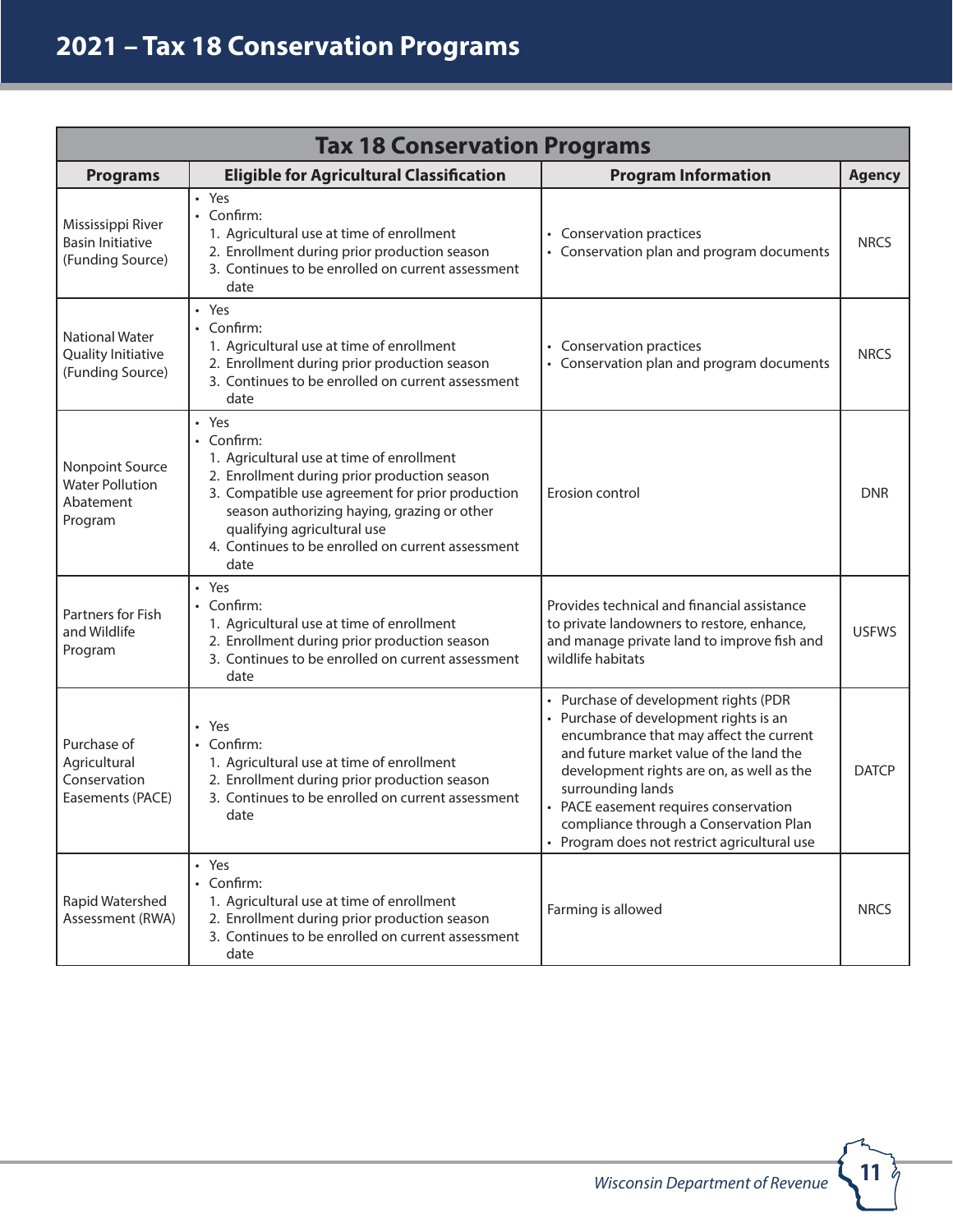# 2021 – Tax 18 Conservation Programs

| Tax 18 Conservation Programs | | | |
|---|---|---|---|
| **Programs** | **Eligible for Agricultural Classification** | **Program Information** | **Agency** |
| Mississippi River Basin Initiative (Funding Source) | • Yes<br>• Confirm:<br>1. Agricultural use at time of enrollment<br>2. Enrollment during prior production season<br>3. Continues to be enrolled on current assessment date | • Conservation practices<br>• Conservation plan and program documents | NRCS |
| National Water Quality Initiative (Funding Source) | • Yes<br>• Confirm:<br>1. Agricultural use at time of enrollment<br>2. Enrollment during prior production season<br>3. Continues to be enrolled on current assessment date | • Conservation practices<br>• Conservation plan and program documents | NRCS |
| Nonpoint Source Water Pollution Abatement Program | • Yes<br>• Confirm:<br>1. Agricultural use at time of enrollment<br>2. Enrollment during prior production season<br>3. Compatible use agreement for prior production season authorizing haying, grazing or other qualifying agricultural use<br>4. Continues to be enrolled on current assessment date | Erosion control | DNR |
| Partners for Fish and Wildlife Program | • Yes<br>• Confirm:<br>1. Agricultural use at time of enrollment<br>2. Enrollment during prior production season<br>3. Continues to be enrolled on current assessment date | Provides technical and financial assistance to private landowners to restore, enhance, and manage private land to improve fish and wildlife habitats | USFWS |
| Purchase of Agricultural Conservation Easements (PACE) | • Yes<br>• Confirm:<br>1. Agricultural use at time of enrollment<br>2. Enrollment during prior production season<br>3. Continues to be enrolled on current assessment date | • Purchase of development rights (PDR<br>• Purchase of development rights is an encumbrance that may affect the current and future market value of the land the development rights are on, as well as the surrounding lands<br>• PACE easement requires conservation compliance through a Conservation Plan<br>• Program does not restrict agricultural use | DATCP |
| Rapid Watershed Assessment (RWA) | • Yes<br>• Confirm:<br>1. Agricultural use at time of enrollment<br>2. Enrollment during prior production season<br>3. Continues to be enrolled on current assessment date | Farming is allowed | NRCS |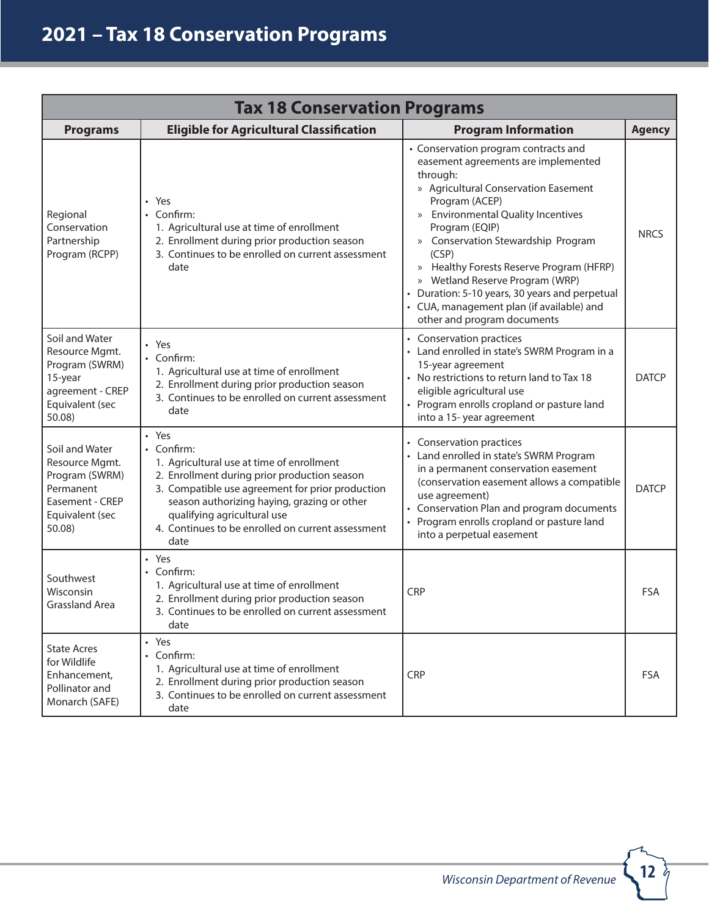# 2021 – Tax 18 Conservation Programs

| Tax 18 Conservation Programs | | | |
|---|---|---|---|
| **Programs** | **Eligible for Agricultural Classification** | **Program Information** | **Agency** |
| Regional Conservation Partnership Program (RCPP) | • Yes<br>• Confirm:<br>1. Agricultural use at time of enrollment<br>2. Enrollment during prior production season<br>3. Continues to be enrolled on current assessment date | • Conservation program contracts and easement agreements are implemented through:<br>» Agricultural Conservation Easement Program (ACEP)<br>» Environmental Quality Incentives Program (EQIP)<br>» Conservation Stewardship Program (CSP)<br>» Healthy Forests Reserve Program (HFRP)<br>» Wetland Reserve Program (WRP)<br>• Duration: 5-10 years, 30 years and perpetual<br>• CUA, management plan (if available) and other and program documents | NRCS |
| Soil and Water Resource Mgmt. Program (SWRM) 15-year agreement - CREP Equivalent (sec 50.08) | • Yes<br>• Confirm:<br>1. Agricultural use at time of enrollment<br>2. Enrollment during prior production season<br>3. Continues to be enrolled on current assessment date | • Conservation practices<br>• Land enrolled in state's SWRM Program in a 15-year agreement<br>• No restrictions to return land to Tax 18 eligible agricultural use<br>• Program enrolls cropland or pasture land into a 15- year agreement | DATCP |
| Soil and Water Resource Mgmt. Program (SWRM) Permanent Easement - CREP Equivalent (sec 50.08) | • Yes<br>• Confirm:<br>1. Agricultural use at time of enrollment<br>2. Enrollment during prior production season<br>3. Compatible use agreement for prior production season authorizing haying, grazing or other qualifying agricultural use<br>4. Continues to be enrolled on current assessment date | • Conservation practices<br>• Land enrolled in state's SWRM Program in a permanent conservation easement (conservation easement allows a compatible use agreement)<br>• Conservation Plan and program documents<br>• Program enrolls cropland or pasture land into a perpetual easement | DATCP |
| Southwest Wisconsin Grassland Area | • Yes<br>• Confirm:<br>1. Agricultural use at time of enrollment<br>2. Enrollment during prior production season<br>3. Continues to be enrolled on current assessment date | CRP | FSA |
| State Acres for Wildlife Enhancement, Pollinator and Monarch (SAFE) | • Yes<br>• Confirm:<br>1. Agricultural use at time of enrollment<br>2. Enrollment during prior production season<br>3. Continues to be enrolled on current assessment date | CRP | FSA |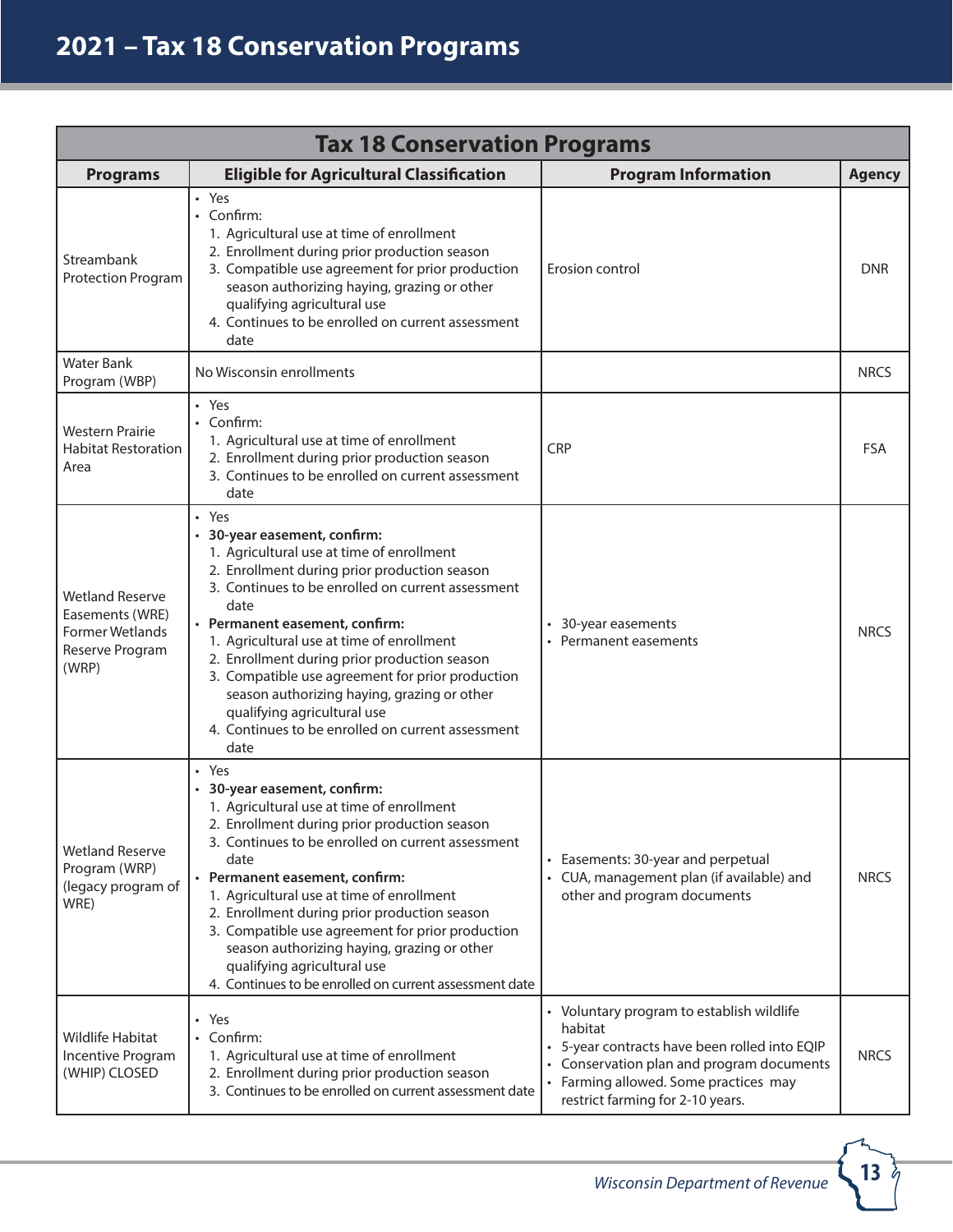# 2021 – Tax 18 Conservation Programs

| Tax 18 Conservation Programs | | | |
|---|---|---|---|
| **Programs** | **Eligible for Agricultural Classification** | **Program Information** | **Agency** |
| Streambank Protection Program | • Yes<br>• Confirm:<br>1. Agricultural use at time of enrollment<br>2. Enrollment during prior production season<br>3. Compatible use agreement for prior production season authorizing haying, grazing or other qualifying agricultural use<br>4. Continues to be enrolled on current assessment date | Erosion control | DNR |
| Water Bank Program (WBP) | No Wisconsin enrollments | | NRCS |
| Western Prairie Habitat Restoration Area | • Yes<br>• Confirm:<br>1. Agricultural use at time of enrollment<br>2. Enrollment during prior production season<br>3. Continues to be enrolled on current assessment date | CRP | FSA |
| Wetland Reserve Easements (WRE) Former Wetlands Reserve Program (WRP) | • Yes<br>• **30-year easement, confirm:**<br>1. Agricultural use at time of enrollment<br>2. Enrollment during prior production season<br>3. Continues to be enrolled on current assessment date<br>• **Permanent easement, confirm:**<br>1. Agricultural use at time of enrollment<br>2. Enrollment during prior production season<br>3. Compatible use agreement for prior production season authorizing haying, grazing or other qualifying agricultural use<br>4. Continues to be enrolled on current assessment date | • 30-year easements<br>• Permanent easements | NRCS |
| Wetland Reserve Program (WRP) (legacy program of WRE) | • Yes<br>• **30-year easement, confirm:**<br>1. Agricultural use at time of enrollment<br>2. Enrollment during prior production season<br>3. Continues to be enrolled on current assessment date<br>• **Permanent easement, confirm:**<br>1. Agricultural use at time of enrollment<br>2. Enrollment during prior production season<br>3. Compatible use agreement for prior production season authorizing haying, grazing or other qualifying agricultural use<br>4. Continues to be enrolled on current assessment date | • Easements: 30-year and perpetual<br>• CUA, management plan (if available) and other and program documents | NRCS |
| Wildlife Habitat Incentive Program (WHIP) CLOSED | • Yes<br>• Confirm:<br>1. Agricultural use at time of enrollment<br>2. Enrollment during prior production season<br>3. Continues to be enrolled on current assessment date | • Voluntary program to establish wildlife habitat<br>• 5-year contracts have been rolled into EQIP<br>• Conservation plan and program documents<br>• Farming allowed. Some practices may restrict farming for 2-10 years. | NRCS |

*Wisconsin Department of Revenue*